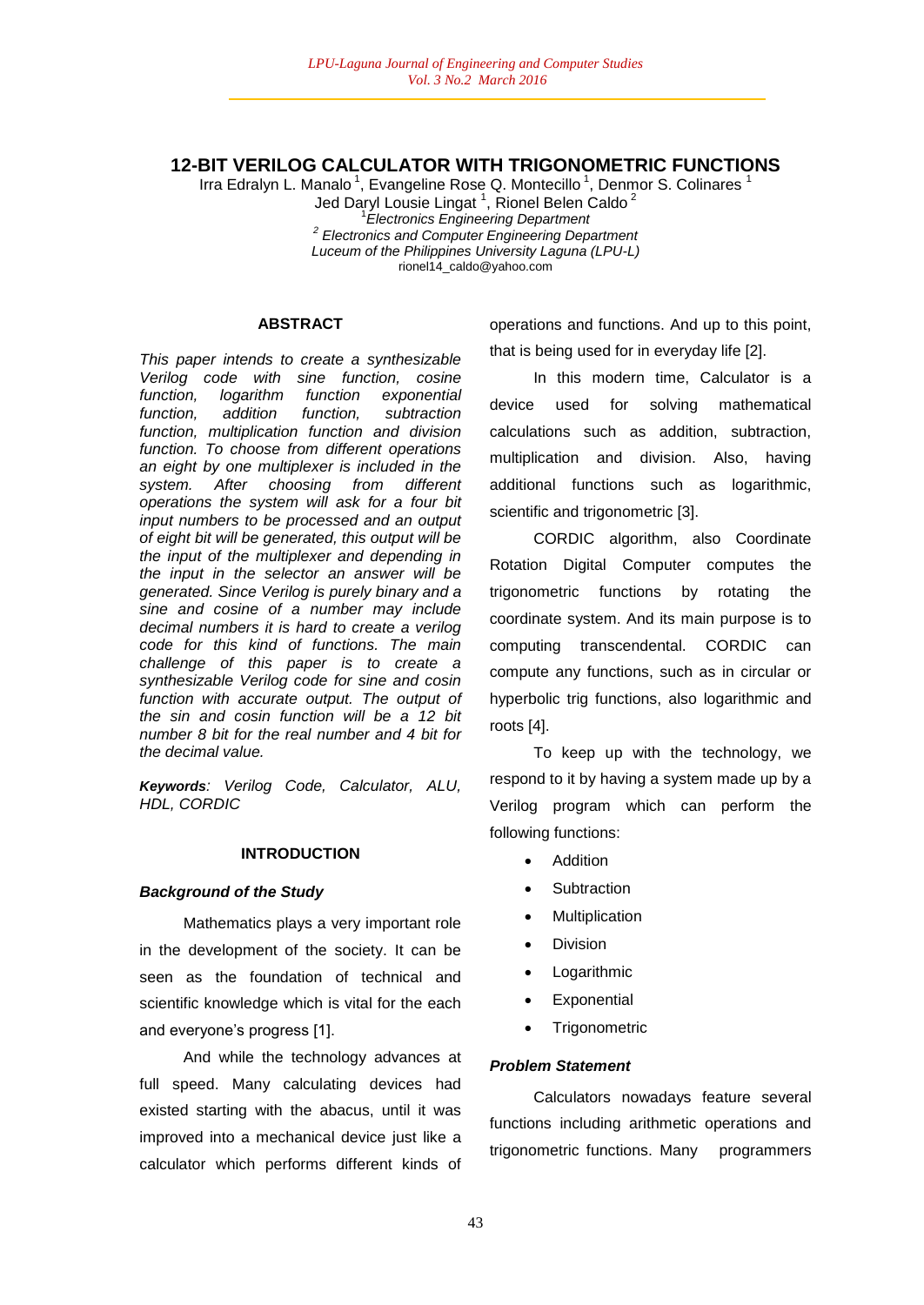# 12-BIT VERILOG CALCULATOR WITH TRIGONOMETRIC FUNCTIONS

Irra Edralyn L. Manalo [1], Evangeline Rose Q. Montecillo [1], Denmor S. Colinares [1]
Jed Daryl Lousie Lingat [1], Rionel Belen Caldo [2]

[1]*Electronics Engineering Department*
[2] *Electronics and Computer Engineering Department*
*Luceum of the Philippines University Laguna (LPU-L)*
rionel14_caldo@yahoo.com

## ABSTRACT

*This paper intends to create a synthesizable Verilog code with sine function, cosine function, logarithm function exponential function, addition function, subtraction function, multiplication function and division function. To choose from different operations an eight by one multiplexer is included in the system. After choosing from different operations the system will ask for a four bit input numbers to be processed and an output of eight bit will be generated, this output will be the input of the multiplexer and depending in the input in the selector an answer will be generated. Since Verilog is purely binary and a sine and cosine of a number may include decimal numbers it is hard to create a verilog code for this kind of functions. The main challenge of this paper is to create a synthesizable Verilog code for sine and cosin function with accurate output. The output of the sin and cosin function will be a 12 bit number 8 bit for the real number and 4 bit for the decimal value.*

***Keywords**: Verilog Code, Calculator, ALU, HDL, CORDIC*

## INTRODUCTION

### *Background of the Study*

Mathematics plays a very important role in the development of the society. It can be seen as the foundation of technical and scientific knowledge which is vital for the each and everyone's progress [1].

And while the technology advances at full speed. Many calculating devices had existed starting with the abacus, until it was improved into a mechanical device just like a calculator which performs different kinds of operations and functions. And up to this point, that is being used for in everyday life [2].

In this modern time, Calculator is a device used for solving mathematical calculations such as addition, subtraction, multiplication and division. Also, having additional functions such as logarithmic, scientific and trigonometric [3].

CORDIC algorithm, also Coordinate Rotation Digital Computer computes the trigonometric functions by rotating the coordinate system. And its main purpose is to computing transcendental. CORDIC can compute any functions, such as in circular or hyperbolic trig functions, also logarithmic and roots [4].

To keep up with the technology, we respond to it by having a system made up by a Verilog program which can perform the following functions:

- Addition
- Subtraction
- Multiplication
- Division
- Logarithmic
- Exponential
- Trigonometric

### *Problem Statement*

Calculators nowadays feature several functions including arithmetic operations and trigonometric functions. Many programmers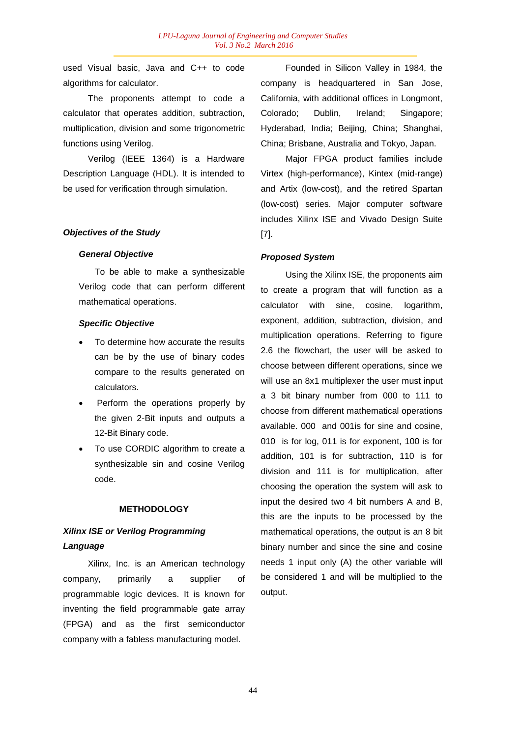used Visual basic, Java and C++ to code algorithms for calculator.

The proponents attempt to code a calculator that operates addition, subtraction, multiplication, division and some trigonometric functions using Verilog.

Verilog (IEEE 1364) is a Hardware Description Language (HDL). It is intended to be used for verification through simulation.

## *Objectives of the Study*

### *General Objective*

To be able to make a synthesizable Verilog code that can perform different mathematical operations.

### *Specific Objective*

- To determine how accurate the results can be by the use of binary codes compare to the results generated on calculators.
- Perform the operations properly by the given 2-Bit inputs and outputs a 12-Bit Binary code.
- To use CORDIC algorithm to create a synthesizable sin and cosine Verilog code.

## METHODOLOGY

### *Xilinx ISE or Verilog Programming Language*

Xilinx, Inc. is an American technology company, primarily a supplier of programmable logic devices. It is known for inventing the field programmable gate array (FPGA) and as the first semiconductor company with a fabless manufacturing model.

Founded in Silicon Valley in 1984, the company is headquartered in San Jose, California, with additional offices in Longmont, Colorado; Dublin, Ireland; Singapore; Hyderabad, India; Beijing, China; Shanghai, China; Brisbane, Australia and Tokyo, Japan.

Major FPGA product families include Virtex (high-performance), Kintex (mid-range) and Artix (low-cost), and the retired Spartan (low-cost) series. Major computer software includes Xilinx ISE and Vivado Design Suite [7].

### *Proposed System*

Using the Xilinx ISE, the proponents aim to create a program that will function as a calculator with sine, cosine, logarithm, exponent, addition, subtraction, division, and multiplication operations. Referring to figure 2.6 the flowchart, the user will be asked to choose between different operations, since we will use an 8x1 multiplexer the user must input a 3 bit binary number from 000 to 111 to choose from different mathematical operations available. 000 and 001is for sine and cosine, 010 is for log, 011 is for exponent, 100 is for addition, 101 is for subtraction, 110 is for division and 111 is for multiplication, after choosing the operation the system will ask to input the desired two 4 bit numbers A and B, this are the inputs to be processed by the mathematical operations, the output is an 8 bit binary number and since the sine and cosine needs 1 input only (A) the other variable will be considered 1 and will be multiplied to the output.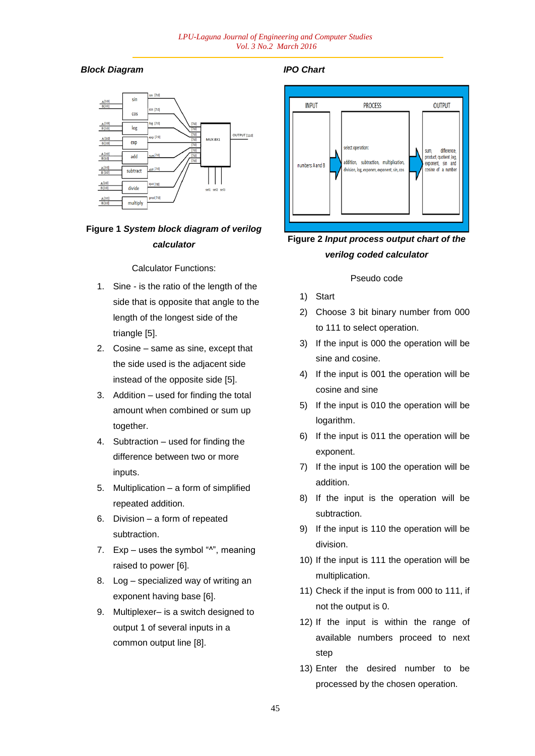### *Block Diagram*

**Figure 1** ***System block diagram of verilog calculator***

Calculator Functions:

1. Sine - is the ratio of the length of the side that is opposite that angle to the length of the longest side of the triangle [5].
2. Cosine – same as sine, except that the side used is the adjacent side instead of the opposite side [5].
3. Addition – used for finding the total amount when combined or sum up together.
4. Subtraction – used for finding the difference between two or more inputs.
5. Multiplication – a form of simplified repeated addition.
6. Division – a form of repeated subtraction.
7. Exp – uses the symbol "^", meaning raised to power [6].
8. Log – specialized way of writing an exponent having base [6].
9. Multiplexer– is a switch designed to output 1 of several inputs in a common output line [8].

### *IPO Chart*

| INPUT | PROCESS | OUTPUT |
|---|---|---|
| numbers A and B | select operation: addition, subtraction, multiplication, division, log, exponen, exponent, sin, cos | sum, difference, product, quotient log, exponent, sin and cosine of a number |

**Figure 2** ***Input process output chart of the verilog coded calculator***

Pseudo code

1) Start
2) Choose 3 bit binary number from 000 to 111 to select operation.
3) If the input is 000 the operation will be sine and cosine.
4) If the input is 001 the operation will be cosine and sine
5) If the input is 010 the operation will be logarithm.
6) If the input is 011 the operation will be exponent.
7) If the input is 100 the operation will be addition.
8) If the input is the operation will be subtraction.
9) If the input is 110 the operation will be division.
10) If the input is 111 the operation will be multiplication.
11) Check if the input is from 000 to 111, if not the output is 0.
12) If the input is within the range of available numbers proceed to next step
13) Enter the desired number to be processed by the chosen operation.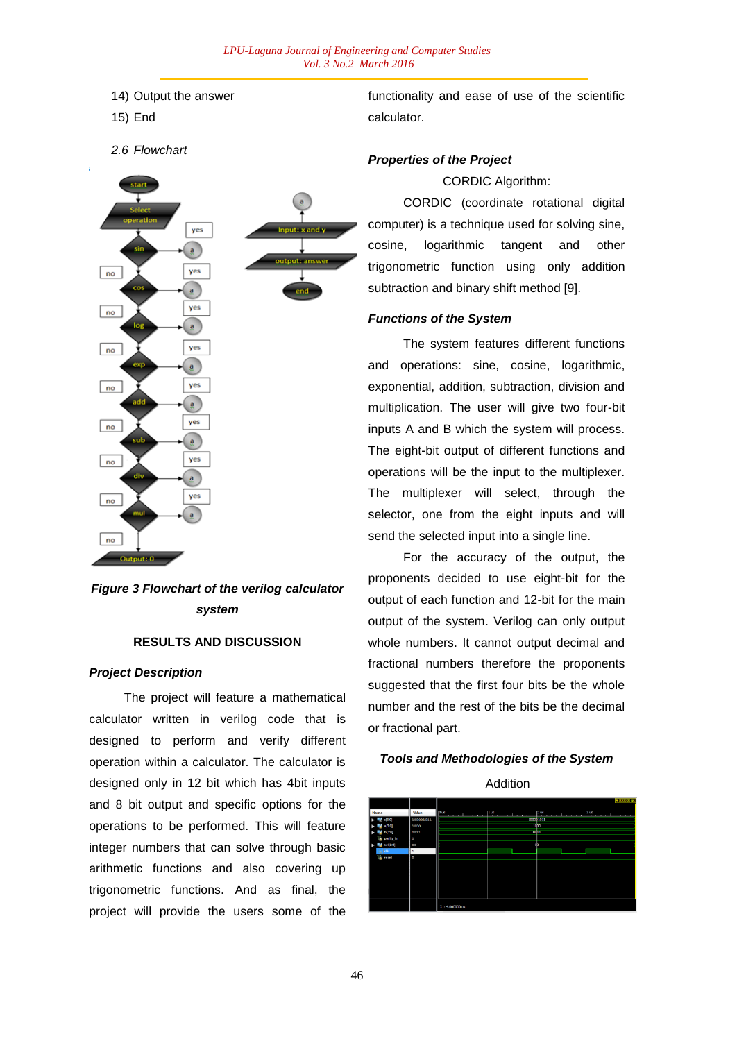14) Output the answer

15) End

*2.6 Flowchart*

***Figure 3 Flowchart of the verilog calculator system***

## RESULTS AND DISCUSSION

***Project Description***

The project will feature a mathematical calculator written in verilog code that is designed to perform and verify different operation within a calculator. The calculator is designed only in 12 bit which has 4bit inputs and 8 bit output and specific options for the operations to be performed. This will feature integer numbers that can solve through basic arithmetic functions and also covering up trigonometric functions. And as final, the project will provide the users some of the functionality and ease of use of the scientific calculator.

***Properties of the Project***

CORDIC Algorithm:

CORDIC (coordinate rotational digital computer) is a technique used for solving sine, cosine, logarithmic tangent and other trigonometric function using only addition subtraction and binary shift method [9].

***Functions of the System***

The system features different functions and operations: sine, cosine, logarithmic, exponential, addition, subtraction, division and multiplication. The user will give two four-bit inputs A and B which the system will process. The eight-bit output of different functions and operations will be the input to the multiplexer. The multiplexer will select, through the selector, one from the eight inputs and will send the selected input into a single line.

For the accuracy of the output, the proponents decided to use eight-bit for the output of each function and 12-bit for the main output of the system. Verilog can only output whole numbers. It cannot output decimal and fractional numbers therefore the proponents suggested that the first four bits be the whole number and the rest of the bits be the decimal or fractional part.

***Tools and Methodologies of the System***

Addition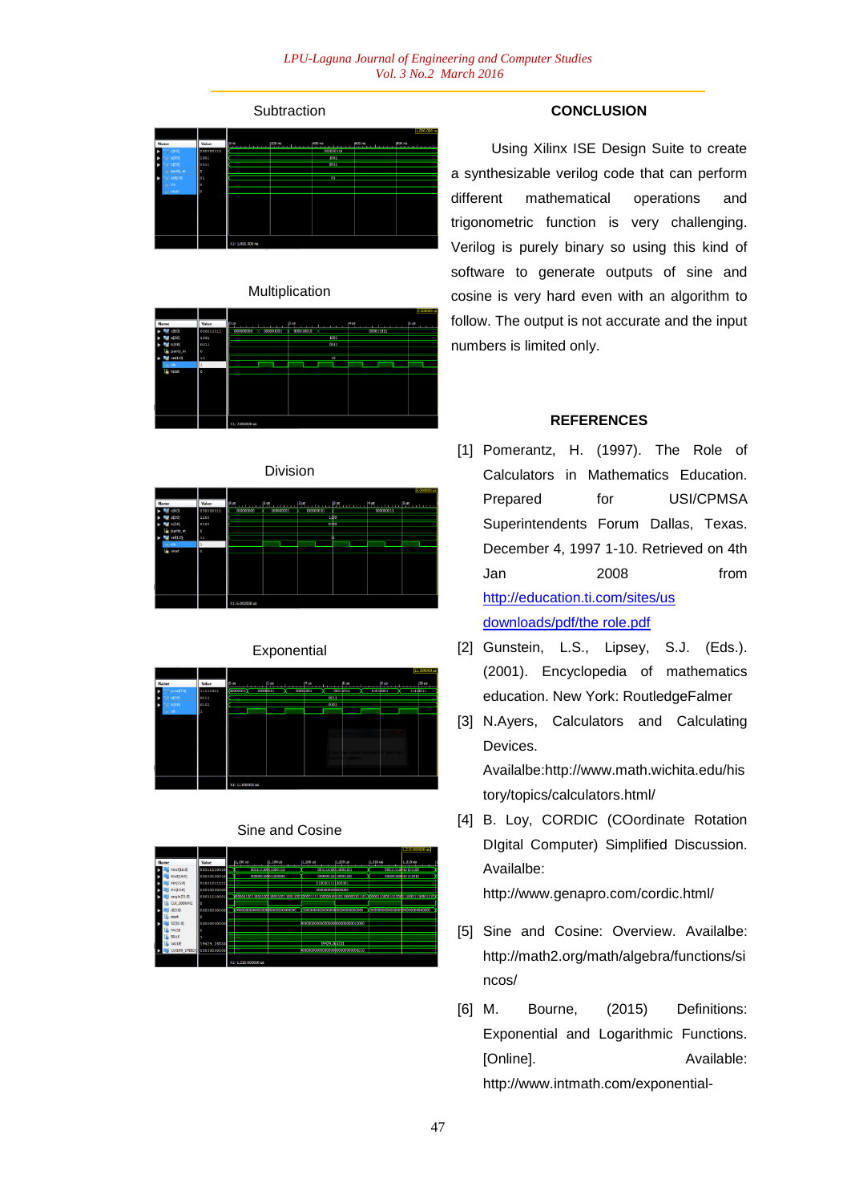Subtraction

Multiplication

Division

Exponential

Sine and Cosine

## CONCLUSION

Using Xilinx ISE Design Suite to create a synthesizable verilog code that can perform different mathematical operations and trigonometric function is very challenging. Verilog is purely binary so using this kind of software to generate outputs of sine and cosine is very hard even with an algorithm to follow. The output is not accurate and the input numbers is limited only.

## REFERENCES

[1] Pomerantz, H. (1997). The Role of Calculators in Mathematics Education. Prepared for USI/CPMSA Superintendents Forum Dallas, Texas. December 4, 1997 1-10. Retrieved on 4th Jan 2008 from http://education.ti.com/sites/us downloads/pdf/the role.pdf

[2] Gunstein, L.S., Lipsey, S.J. (Eds.). (2001). Encyclopedia of mathematics education. New York: RoutledgeFalmer

[3] N.Ayers, Calculators and Calculating Devices. Availalbe:http://www.math.wichita.edu/history/topics/calculators.html/

[4] B. Loy, CORDIC (COordinate Rotation DIgital Computer) Simplified Discussion. Availalbe: http://www.genapro.com/cordic.html/

[5] Sine and Cosine: Overview. Availalbe: http://math2.org/math/algebra/functions/sincos/

[6] M. Bourne, (2015) Definitions: Exponential and Logarithmic Functions. [Online]. Available: http://www.intmath.com/exponential-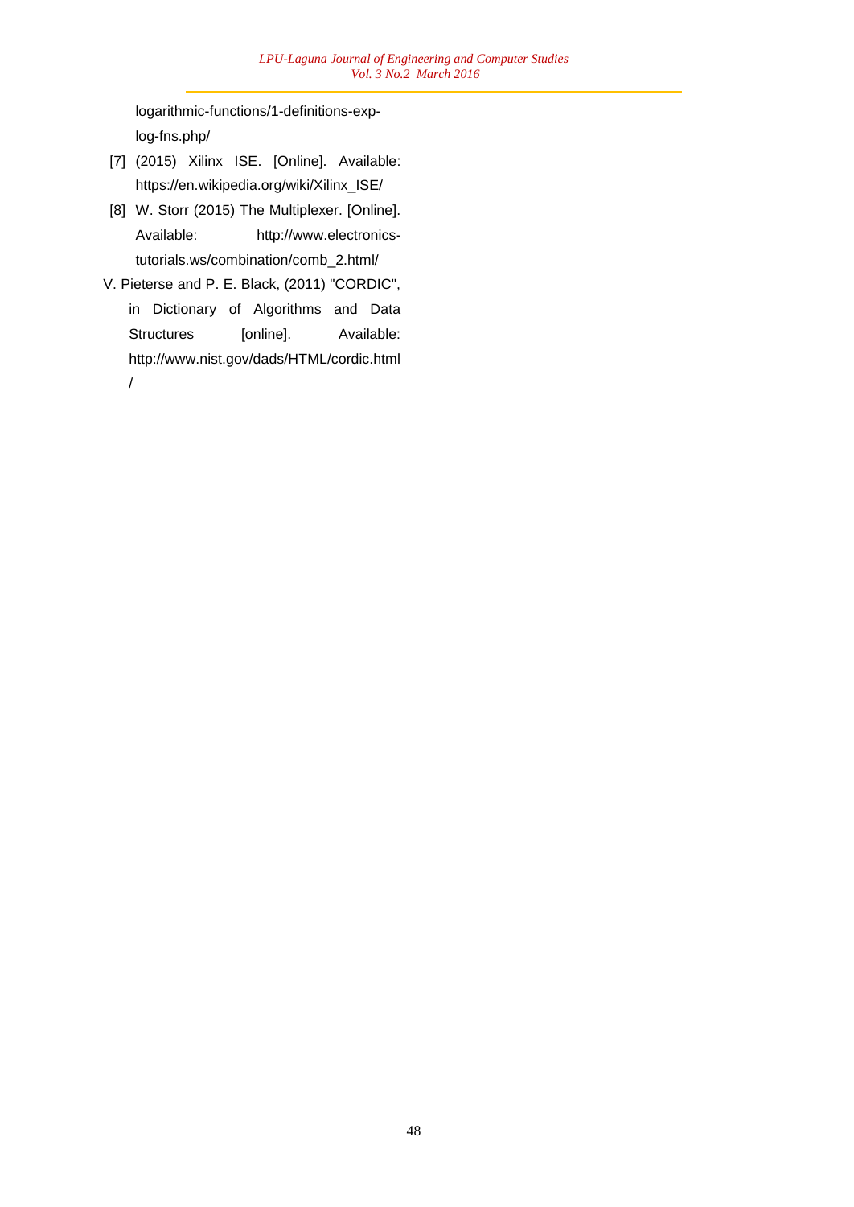logarithmic-functions/1-definitions-exp-log-fns.php/

[7] (2015) Xilinx ISE. [Online]. Available: https://en.wikipedia.org/wiki/Xilinx_ISE/

[8] W. Storr (2015) The Multiplexer. [Online]. Available: http://www.electronics-tutorials.ws/combination/comb_2.html/

V. Pieterse and P. E. Black, (2011) "CORDIC", in Dictionary of Algorithms and Data Structures [online]. Available: http://www.nist.gov/dads/HTML/cordic.html/